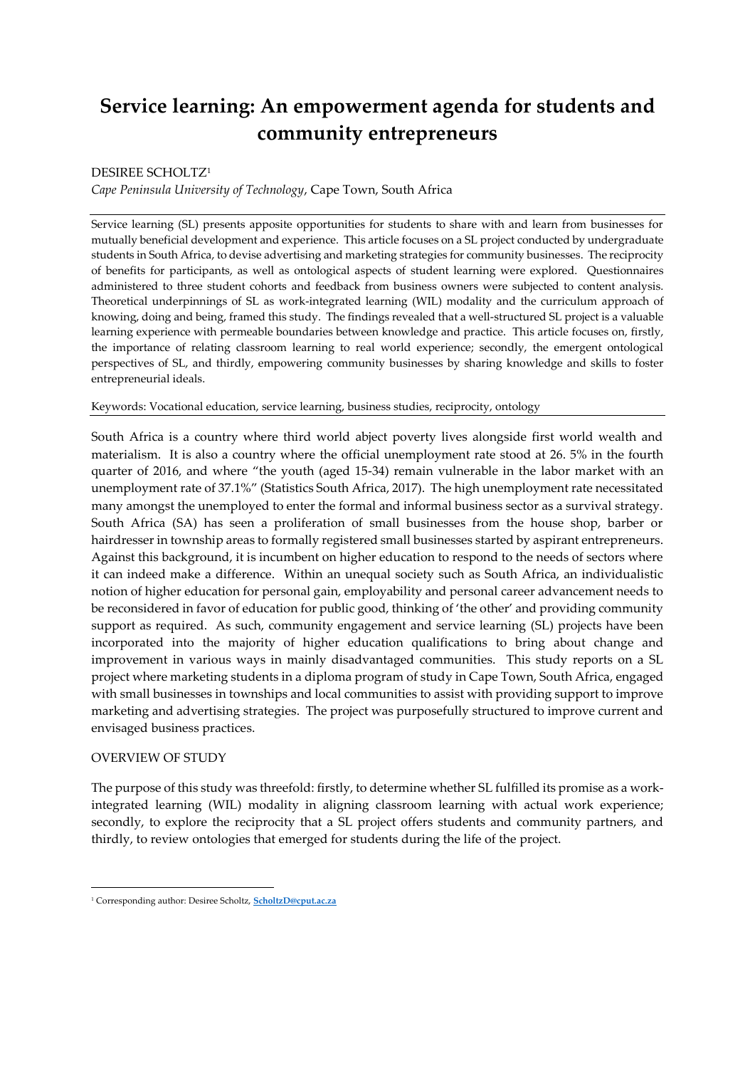# Service learning: An empowerment agenda for students and community entrepreneurs

DESIREE SCHOLTZ[1]

*Cape Peninsula University of Technology*, Cape Town, South Africa

Service learning (SL) presents apposite opportunities for students to share with and learn from businesses for mutually beneficial development and experience. This article focuses on a SL project conducted by undergraduate students in South Africa, to devise advertising and marketing strategies for community businesses. The reciprocity of benefits for participants, as well as ontological aspects of student learning were explored. Questionnaires administered to three student cohorts and feedback from business owners were subjected to content analysis. Theoretical underpinnings of SL as work-integrated learning (WIL) modality and the curriculum approach of knowing, doing and being, framed this study. The findings revealed that a well-structured SL project is a valuable learning experience with permeable boundaries between knowledge and practice. This article focuses on, firstly, the importance of relating classroom learning to real world experience; secondly, the emergent ontological perspectives of SL, and thirdly, empowering community businesses by sharing knowledge and skills to foster entrepreneurial ideals.

Keywords: Vocational education, service learning, business studies, reciprocity, ontology

South Africa is a country where third world abject poverty lives alongside first world wealth and materialism. It is also a country where the official unemployment rate stood at 26. 5% in the fourth quarter of 2016, and where "the youth (aged 15-34) remain vulnerable in the labor market with an unemployment rate of 37.1%" (Statistics South Africa, 2017). The high unemployment rate necessitated many amongst the unemployed to enter the formal and informal business sector as a survival strategy. South Africa (SA) has seen a proliferation of small businesses from the house shop, barber or hairdresser in township areas to formally registered small businesses started by aspirant entrepreneurs. Against this background, it is incumbent on higher education to respond to the needs of sectors where it can indeed make a difference. Within an unequal society such as South Africa, an individualistic notion of higher education for personal gain, employability and personal career advancement needs to be reconsidered in favor of education for public good, thinking of 'the other' and providing community support as required. As such, community engagement and service learning (SL) projects have been incorporated into the majority of higher education qualifications to bring about change and improvement in various ways in mainly disadvantaged communities. This study reports on a SL project where marketing students in a diploma program of study in Cape Town, South Africa, engaged with small businesses in townships and local communities to assist with providing support to improve marketing and advertising strategies. The project was purposefully structured to improve current and envisaged business practices.

## OVERVIEW OF STUDY

The purpose of this study was threefold: firstly, to determine whether SL fulfilled its promise as a work-integrated learning (WIL) modality in aligning classroom learning with actual work experience; secondly, to explore the reciprocity that a SL project offers students and community partners, and thirdly, to review ontologies that emerged for students during the life of the project.

[1] Corresponding author: Desiree Scholtz, ScholtzD@cput.ac.za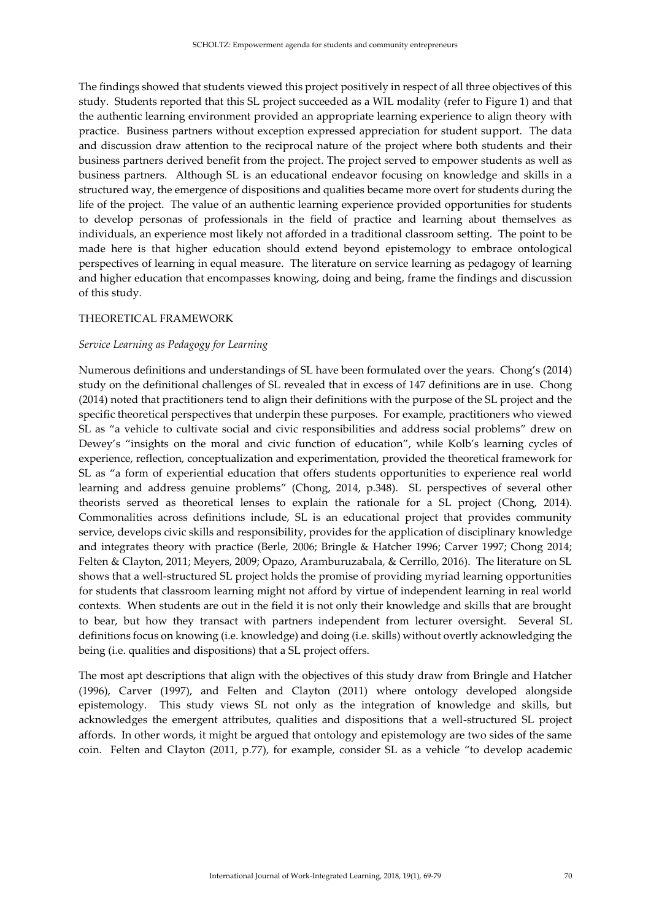The findings showed that students viewed this project positively in respect of all three objectives of this study. Students reported that this SL project succeeded as a WIL modality (refer to Figure 1) and that the authentic learning environment provided an appropriate learning experience to align theory with practice. Business partners without exception expressed appreciation for student support. The data and discussion draw attention to the reciprocal nature of the project where both students and their business partners derived benefit from the project. The project served to empower students as well as business partners. Although SL is an educational endeavor focusing on knowledge and skills in a structured way, the emergence of dispositions and qualities became more overt for students during the life of the project. The value of an authentic learning experience provided opportunities for students to develop personas of professionals in the field of practice and learning about themselves as individuals, an experience most likely not afforded in a traditional classroom setting. The point to be made here is that higher education should extend beyond epistemology to embrace ontological perspectives of learning in equal measure. The literature on service learning as pedagogy of learning and higher education that encompasses knowing, doing and being, frame the findings and discussion of this study.

## THEORETICAL FRAMEWORK

### *Service Learning as Pedagogy for Learning*

Numerous definitions and understandings of SL have been formulated over the years. Chong's (2014) study on the definitional challenges of SL revealed that in excess of 147 definitions are in use. Chong (2014) noted that practitioners tend to align their definitions with the purpose of the SL project and the specific theoretical perspectives that underpin these purposes. For example, practitioners who viewed SL as "a vehicle to cultivate social and civic responsibilities and address social problems" drew on Dewey's "insights on the moral and civic function of education", while Kolb's learning cycles of experience, reflection, conceptualization and experimentation, provided the theoretical framework for SL as "a form of experiential education that offers students opportunities to experience real world learning and address genuine problems" (Chong, 2014, p.348). SL perspectives of several other theorists served as theoretical lenses to explain the rationale for a SL project (Chong, 2014). Commonalities across definitions include, SL is an educational project that provides community service, develops civic skills and responsibility, provides for the application of disciplinary knowledge and integrates theory with practice (Berle, 2006; Bringle & Hatcher 1996; Carver 1997; Chong 2014; Felten & Clayton, 2011; Meyers, 2009; Opazo, Aramburuzabala, & Cerrillo, 2016). The literature on SL shows that a well-structured SL project holds the promise of providing myriad learning opportunities for students that classroom learning might not afford by virtue of independent learning in real world contexts. When students are out in the field it is not only their knowledge and skills that are brought to bear, but how they transact with partners independent from lecturer oversight. Several SL definitions focus on knowing (i.e. knowledge) and doing (i.e. skills) without overtly acknowledging the being (i.e. qualities and dispositions) that a SL project offers.

The most apt descriptions that align with the objectives of this study draw from Bringle and Hatcher (1996), Carver (1997), and Felten and Clayton (2011) where ontology developed alongside epistemology. This study views SL not only as the integration of knowledge and skills, but acknowledges the emergent attributes, qualities and dispositions that a well-structured SL project affords. In other words, it might be argued that ontology and epistemology are two sides of the same coin. Felten and Clayton (2011, p.77), for example, consider SL as a vehicle "to develop academic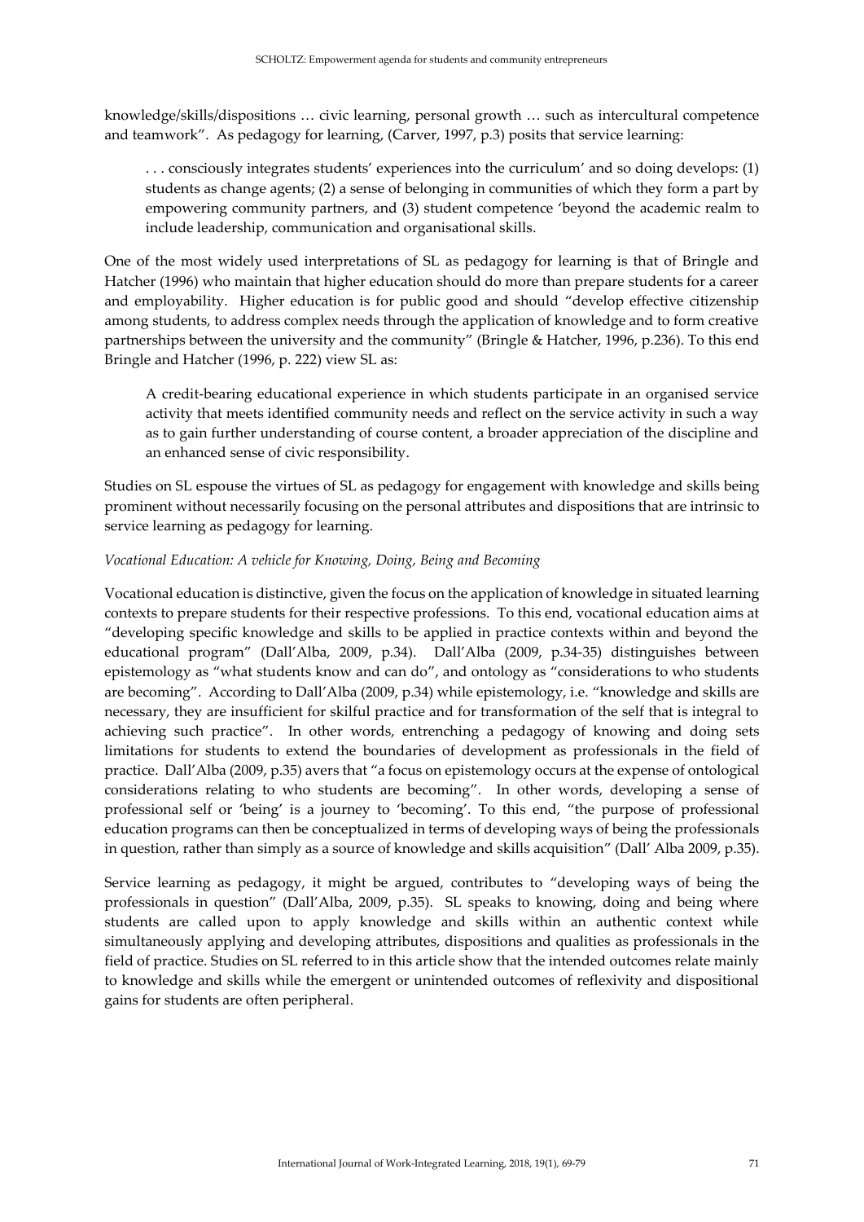knowledge/skills/dispositions … civic learning, personal growth … such as intercultural competence and teamwork". As pedagogy for learning, (Carver, 1997, p.3) posits that service learning:

> . . . consciously integrates students' experiences into the curriculum' and so doing develops: (1) students as change agents; (2) a sense of belonging in communities of which they form a part by empowering community partners, and (3) student competence 'beyond the academic realm to include leadership, communication and organisational skills.

One of the most widely used interpretations of SL as pedagogy for learning is that of Bringle and Hatcher (1996) who maintain that higher education should do more than prepare students for a career and employability. Higher education is for public good and should "develop effective citizenship among students, to address complex needs through the application of knowledge and to form creative partnerships between the university and the community" (Bringle & Hatcher, 1996, p.236). To this end Bringle and Hatcher (1996, p. 222) view SL as:

> A credit-bearing educational experience in which students participate in an organised service activity that meets identified community needs and reflect on the service activity in such a way as to gain further understanding of course content, a broader appreciation of the discipline and an enhanced sense of civic responsibility.

Studies on SL espouse the virtues of SL as pedagogy for engagement with knowledge and skills being prominent without necessarily focusing on the personal attributes and dispositions that are intrinsic to service learning as pedagogy for learning.

*Vocational Education: A vehicle for Knowing, Doing, Being and Becoming*

Vocational education is distinctive, given the focus on the application of knowledge in situated learning contexts to prepare students for their respective professions. To this end, vocational education aims at "developing specific knowledge and skills to be applied in practice contexts within and beyond the educational program" (Dall'Alba, 2009, p.34). Dall'Alba (2009, p.34-35) distinguishes between epistemology as "what students know and can do", and ontology as "considerations to who students are becoming". According to Dall'Alba (2009, p.34) while epistemology, i.e. "knowledge and skills are necessary, they are insufficient for skilful practice and for transformation of the self that is integral to achieving such practice". In other words, entrenching a pedagogy of knowing and doing sets limitations for students to extend the boundaries of development as professionals in the field of practice. Dall'Alba (2009, p.35) avers that "a focus on epistemology occurs at the expense of ontological considerations relating to who students are becoming". In other words, developing a sense of professional self or 'being' is a journey to 'becoming'. To this end, "the purpose of professional education programs can then be conceptualized in terms of developing ways of being the professionals in question, rather than simply as a source of knowledge and skills acquisition" (Dall' Alba 2009, p.35).

Service learning as pedagogy, it might be argued, contributes to "developing ways of being the professionals in question" (Dall'Alba, 2009, p.35). SL speaks to knowing, doing and being where students are called upon to apply knowledge and skills within an authentic context while simultaneously applying and developing attributes, dispositions and qualities as professionals in the field of practice. Studies on SL referred to in this article show that the intended outcomes relate mainly to knowledge and skills while the emergent or unintended outcomes of reflexivity and dispositional gains for students are often peripheral.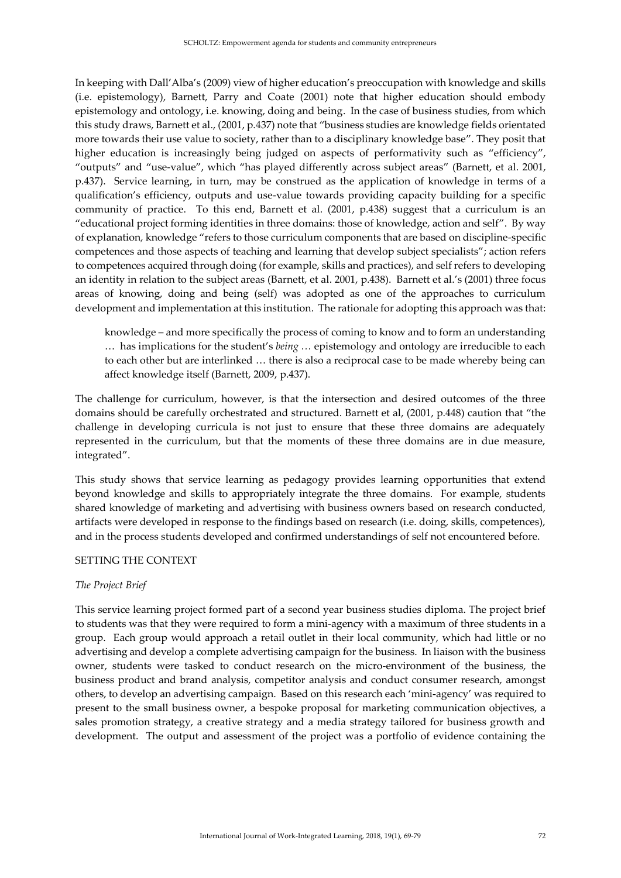In keeping with Dall'Alba's (2009) view of higher education's preoccupation with knowledge and skills (i.e. epistemology), Barnett, Parry and Coate (2001) note that higher education should embody epistemology and ontology, i.e. knowing, doing and being. In the case of business studies, from which this study draws, Barnett et al., (2001, p.437) note that "business studies are knowledge fields orientated more towards their use value to society, rather than to a disciplinary knowledge base". They posit that higher education is increasingly being judged on aspects of performativity such as "efficiency", "outputs" and "use-value", which "has played differently across subject areas" (Barnett, et al. 2001, p.437). Service learning, in turn, may be construed as the application of knowledge in terms of a qualification's efficiency, outputs and use-value towards providing capacity building for a specific community of practice. To this end, Barnett et al. (2001, p.438) suggest that a curriculum is an "educational project forming identities in three domains: those of knowledge, action and self". By way of explanation, knowledge "refers to those curriculum components that are based on discipline-specific competences and those aspects of teaching and learning that develop subject specialists"; action refers to competences acquired through doing (for example, skills and practices), and self refers to developing an identity in relation to the subject areas (Barnett, et al. 2001, p.438). Barnett et al.'s (2001) three focus areas of knowing, doing and being (self) was adopted as one of the approaches to curriculum development and implementation at this institution. The rationale for adopting this approach was that:

> knowledge – and more specifically the process of coming to know and to form an understanding … has implications for the student's *being* … epistemology and ontology are irreducible to each to each other but are interlinked … there is also a reciprocal case to be made whereby being can affect knowledge itself (Barnett, 2009, p.437).

The challenge for curriculum, however, is that the intersection and desired outcomes of the three domains should be carefully orchestrated and structured. Barnett et al, (2001, p.448) caution that "the challenge in developing curricula is not just to ensure that these three domains are adequately represented in the curriculum, but that the moments of these three domains are in due measure, integrated".

This study shows that service learning as pedagogy provides learning opportunities that extend beyond knowledge and skills to appropriately integrate the three domains. For example, students shared knowledge of marketing and advertising with business owners based on research conducted, artifacts were developed in response to the findings based on research (i.e. doing, skills, competences), and in the process students developed and confirmed understandings of self not encountered before.

## SETTING THE CONTEXT

### *The Project Brief*

This service learning project formed part of a second year business studies diploma. The project brief to students was that they were required to form a mini-agency with a maximum of three students in a group. Each group would approach a retail outlet in their local community, which had little or no advertising and develop a complete advertising campaign for the business. In liaison with the business owner, students were tasked to conduct research on the micro-environment of the business, the business product and brand analysis, competitor analysis and conduct consumer research, amongst others, to develop an advertising campaign. Based on this research each 'mini-agency' was required to present to the small business owner, a bespoke proposal for marketing communication objectives, a sales promotion strategy, a creative strategy and a media strategy tailored for business growth and development. The output and assessment of the project was a portfolio of evidence containing the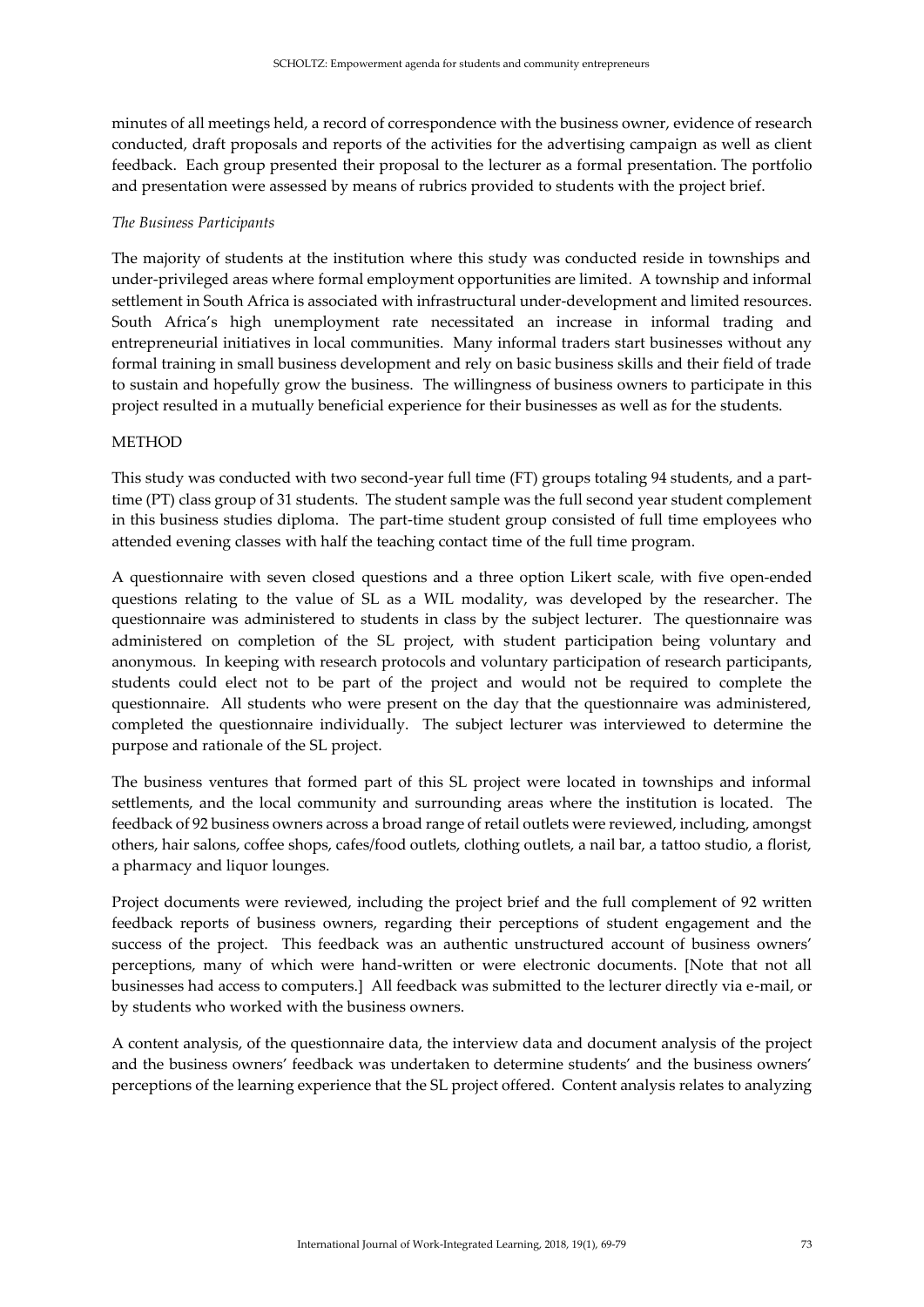minutes of all meetings held, a record of correspondence with the business owner, evidence of research conducted, draft proposals and reports of the activities for the advertising campaign as well as client feedback. Each group presented their proposal to the lecturer as a formal presentation. The portfolio and presentation were assessed by means of rubrics provided to students with the project brief.

*The Business Participants*

The majority of students at the institution where this study was conducted reside in townships and under-privileged areas where formal employment opportunities are limited. A township and informal settlement in South Africa is associated with infrastructural under-development and limited resources. South Africa's high unemployment rate necessitated an increase in informal trading and entrepreneurial initiatives in local communities. Many informal traders start businesses without any formal training in small business development and rely on basic business skills and their field of trade to sustain and hopefully grow the business. The willingness of business owners to participate in this project resulted in a mutually beneficial experience for their businesses as well as for the students.

## METHOD

This study was conducted with two second-year full time (FT) groups totaling 94 students, and a part-time (PT) class group of 31 students. The student sample was the full second year student complement in this business studies diploma. The part-time student group consisted of full time employees who attended evening classes with half the teaching contact time of the full time program.

A questionnaire with seven closed questions and a three option Likert scale, with five open-ended questions relating to the value of SL as a WIL modality, was developed by the researcher. The questionnaire was administered to students in class by the subject lecturer. The questionnaire was administered on completion of the SL project, with student participation being voluntary and anonymous. In keeping with research protocols and voluntary participation of research participants, students could elect not to be part of the project and would not be required to complete the questionnaire. All students who were present on the day that the questionnaire was administered, completed the questionnaire individually. The subject lecturer was interviewed to determine the purpose and rationale of the SL project.

The business ventures that formed part of this SL project were located in townships and informal settlements, and the local community and surrounding areas where the institution is located. The feedback of 92 business owners across a broad range of retail outlets were reviewed, including, amongst others, hair salons, coffee shops, cafes/food outlets, clothing outlets, a nail bar, a tattoo studio, a florist, a pharmacy and liquor lounges.

Project documents were reviewed, including the project brief and the full complement of 92 written feedback reports of business owners, regarding their perceptions of student engagement and the success of the project. This feedback was an authentic unstructured account of business owners' perceptions, many of which were hand-written or were electronic documents. [Note that not all businesses had access to computers.] All feedback was submitted to the lecturer directly via e-mail, or by students who worked with the business owners.

A content analysis, of the questionnaire data, the interview data and document analysis of the project and the business owners' feedback was undertaken to determine students' and the business owners' perceptions of the learning experience that the SL project offered. Content analysis relates to analyzing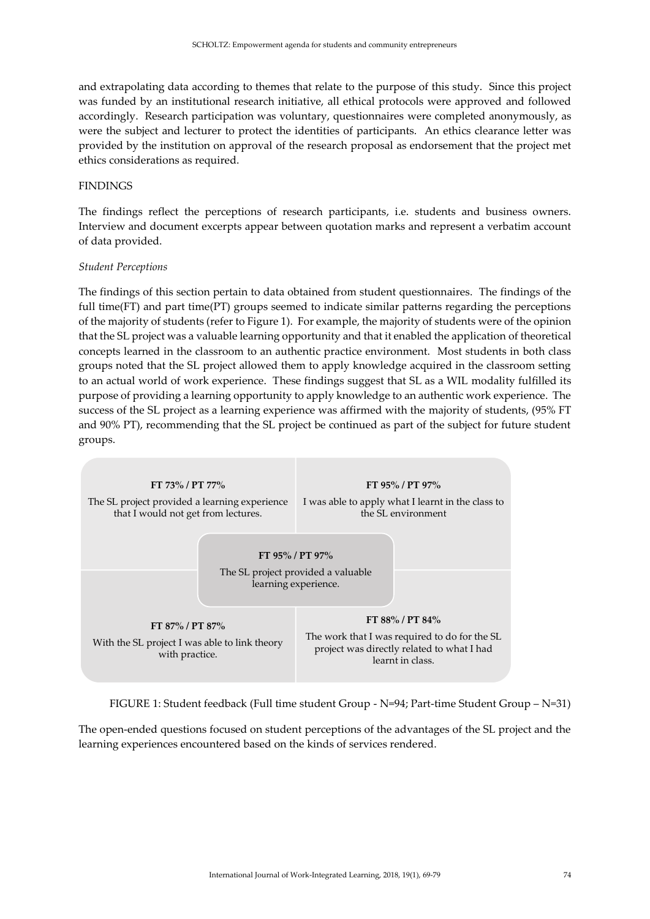and extrapolating data according to themes that relate to the purpose of this study. Since this project was funded by an institutional research initiative, all ethical protocols were approved and followed accordingly. Research participation was voluntary, questionnaires were completed anonymously, as were the subject and lecturer to protect the identities of participants. An ethics clearance letter was provided by the institution on approval of the research proposal as endorsement that the project met ethics considerations as required.

## FINDINGS

The findings reflect the perceptions of research participants, i.e. students and business owners. Interview and document excerpts appear between quotation marks and represent a verbatim account of data provided.

### *Student Perceptions*

The findings of this section pertain to data obtained from student questionnaires. The findings of the full time(FT) and part time(PT) groups seemed to indicate similar patterns regarding the perceptions of the majority of students (refer to Figure 1). For example, the majority of students were of the opinion that the SL project was a valuable learning opportunity and that it enabled the application of theoretical concepts learned in the classroom to an authentic practice environment. Most students in both class groups noted that the SL project allowed them to apply knowledge acquired in the classroom setting to an actual world of work experience. These findings suggest that SL as a WIL modality fulfilled its purpose of providing a learning opportunity to apply knowledge to an authentic work experience. The success of the SL project as a learning experience was affirmed with the majority of students, (95% FT and 90% PT), recommending that the SL project be continued as part of the subject for future student groups.

**FT 73% / PT 77%**
The SL project provided a learning experience that I would not get from lectures.

**FT 95% / PT 97%**
I was able to apply what I learnt in the class to the SL environment

**FT 95% / PT 97%**
The SL project provided a valuable learning experience.

**FT 87% / PT 87%**
With the SL project I was able to link theory with practice.

**FT 88% / PT 84%**
The work that I was required to do for the SL project was directly related to what I had learnt in class.

FIGURE 1: Student feedback (Full time student Group - N=94; Part-time Student Group – N=31)

The open-ended questions focused on student perceptions of the advantages of the SL project and the learning experiences encountered based on the kinds of services rendered.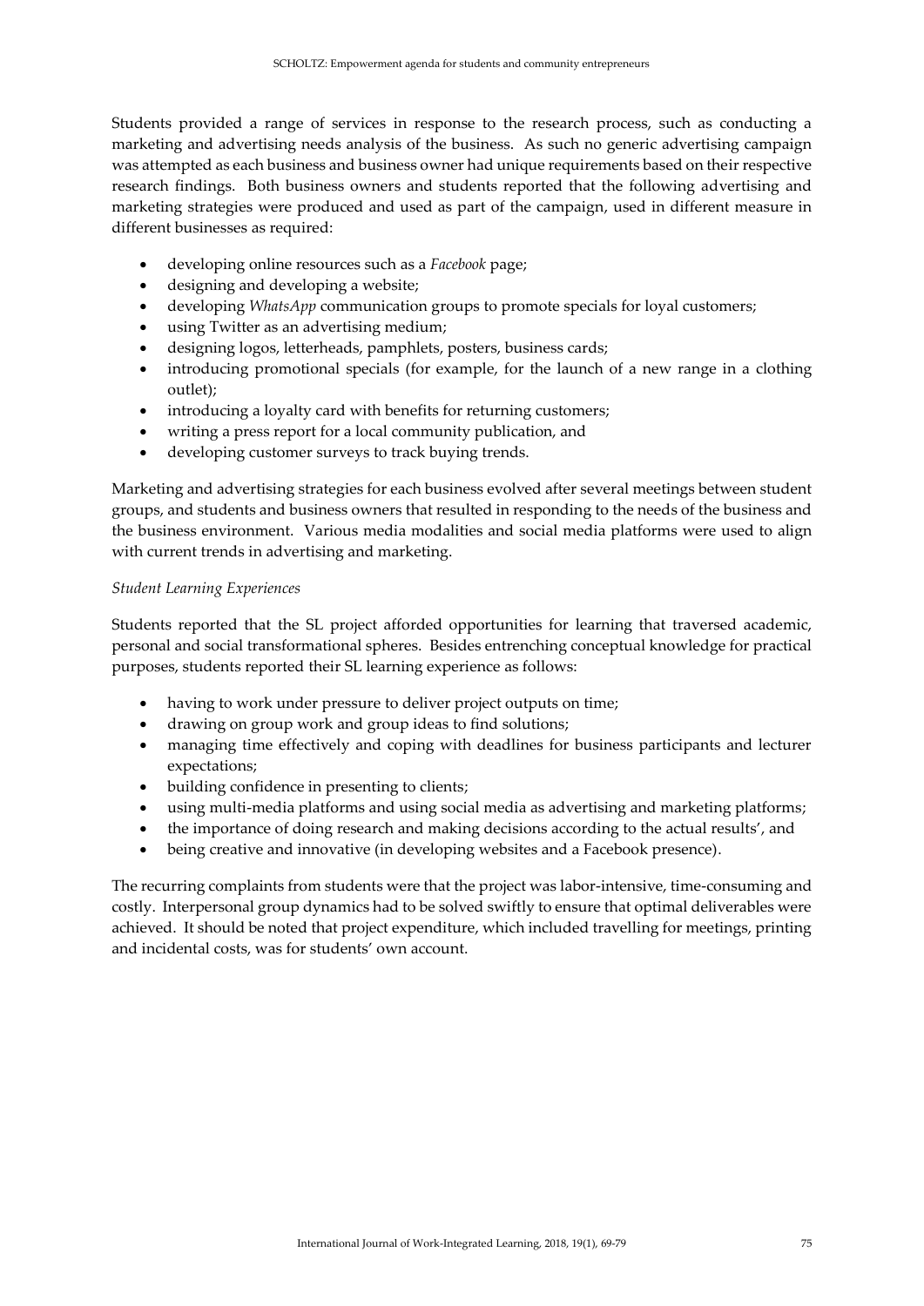Students provided a range of services in response to the research process, such as conducting a marketing and advertising needs analysis of the business. As such no generic advertising campaign was attempted as each business and business owner had unique requirements based on their respective research findings. Both business owners and students reported that the following advertising and marketing strategies were produced and used as part of the campaign, used in different measure in different businesses as required:

- developing online resources such as a *Facebook* page;
- designing and developing a website;
- developing *WhatsApp* communication groups to promote specials for loyal customers;
- using Twitter as an advertising medium;
- designing logos, letterheads, pamphlets, posters, business cards;
- introducing promotional specials (for example, for the launch of a new range in a clothing outlet);
- introducing a loyalty card with benefits for returning customers;
- writing a press report for a local community publication, and
- developing customer surveys to track buying trends.

Marketing and advertising strategies for each business evolved after several meetings between student groups, and students and business owners that resulted in responding to the needs of the business and the business environment. Various media modalities and social media platforms were used to align with current trends in advertising and marketing.

*Student Learning Experiences*

Students reported that the SL project afforded opportunities for learning that traversed academic, personal and social transformational spheres. Besides entrenching conceptual knowledge for practical purposes, students reported their SL learning experience as follows:

- having to work under pressure to deliver project outputs on time;
- drawing on group work and group ideas to find solutions;
- managing time effectively and coping with deadlines for business participants and lecturer expectations;
- building confidence in presenting to clients;
- using multi-media platforms and using social media as advertising and marketing platforms;
- the importance of doing research and making decisions according to the actual results', and
- being creative and innovative (in developing websites and a Facebook presence).

The recurring complaints from students were that the project was labor-intensive, time-consuming and costly. Interpersonal group dynamics had to be solved swiftly to ensure that optimal deliverables were achieved. It should be noted that project expenditure, which included travelling for meetings, printing and incidental costs, was for students' own account.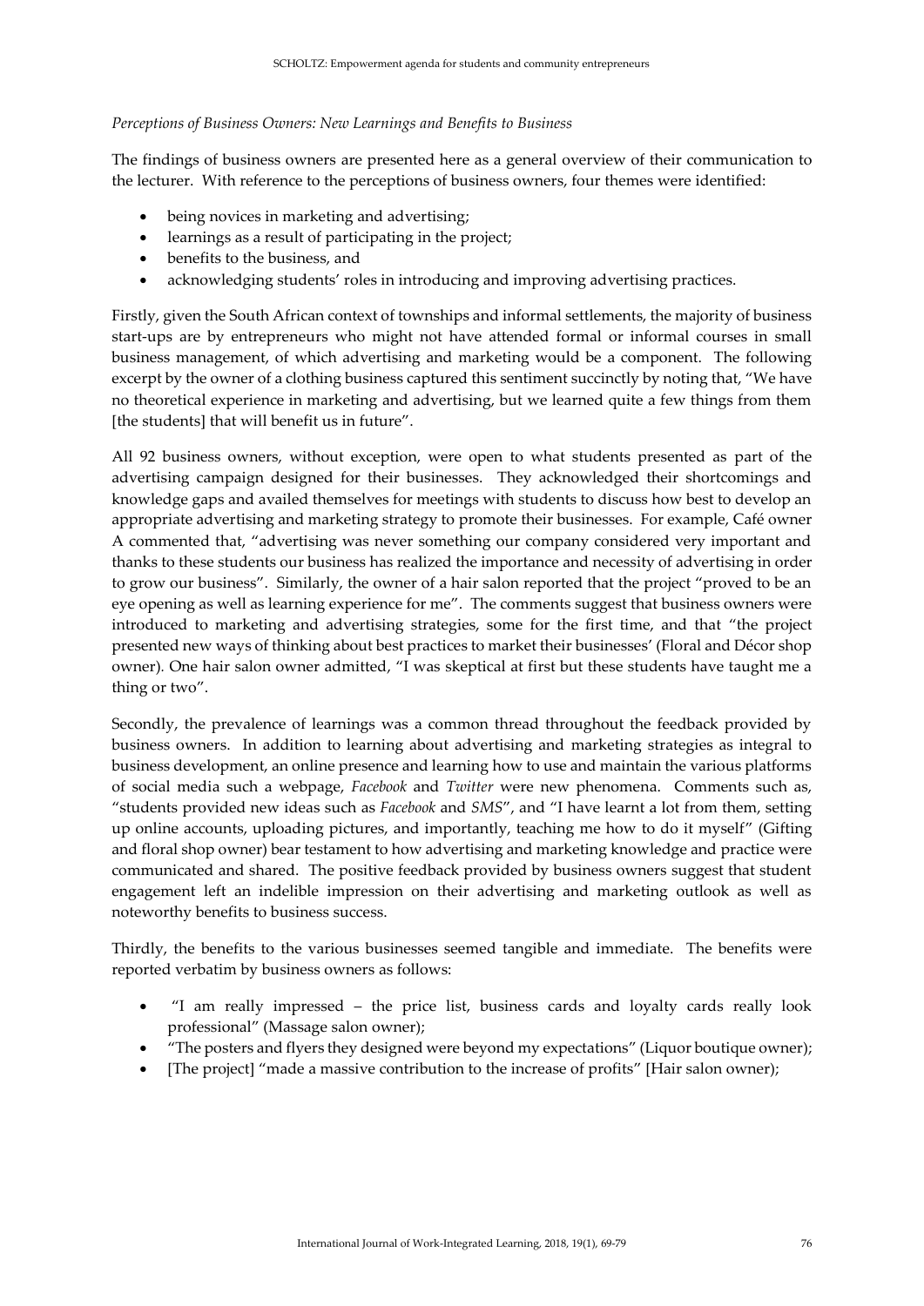*Perceptions of Business Owners: New Learnings and Benefits to Business*

The findings of business owners are presented here as a general overview of their communication to the lecturer. With reference to the perceptions of business owners, four themes were identified:

- being novices in marketing and advertising;
- learnings as a result of participating in the project;
- benefits to the business, and
- acknowledging students' roles in introducing and improving advertising practices.

Firstly, given the South African context of townships and informal settlements, the majority of business start-ups are by entrepreneurs who might not have attended formal or informal courses in small business management, of which advertising and marketing would be a component. The following excerpt by the owner of a clothing business captured this sentiment succinctly by noting that, "We have no theoretical experience in marketing and advertising, but we learned quite a few things from them [the students] that will benefit us in future".

All 92 business owners, without exception, were open to what students presented as part of the advertising campaign designed for their businesses. They acknowledged their shortcomings and knowledge gaps and availed themselves for meetings with students to discuss how best to develop an appropriate advertising and marketing strategy to promote their businesses. For example, Café owner A commented that, "advertising was never something our company considered very important and thanks to these students our business has realized the importance and necessity of advertising in order to grow our business". Similarly, the owner of a hair salon reported that the project "proved to be an eye opening as well as learning experience for me". The comments suggest that business owners were introduced to marketing and advertising strategies, some for the first time, and that "the project presented new ways of thinking about best practices to market their businesses' (Floral and Décor shop owner). One hair salon owner admitted, "I was skeptical at first but these students have taught me a thing or two".

Secondly, the prevalence of learnings was a common thread throughout the feedback provided by business owners. In addition to learning about advertising and marketing strategies as integral to business development, an online presence and learning how to use and maintain the various platforms of social media such a webpage, *Facebook* and *Twitter* were new phenomena. Comments such as, "students provided new ideas such as *Facebook* and *SMS*", and "I have learnt a lot from them, setting up online accounts, uploading pictures, and importantly, teaching me how to do it myself" (Gifting and floral shop owner) bear testament to how advertising and marketing knowledge and practice were communicated and shared. The positive feedback provided by business owners suggest that student engagement left an indelible impression on their advertising and marketing outlook as well as noteworthy benefits to business success.

Thirdly, the benefits to the various businesses seemed tangible and immediate. The benefits were reported verbatim by business owners as follows:

- "I am really impressed – the price list, business cards and loyalty cards really look professional" (Massage salon owner);
- "The posters and flyers they designed were beyond my expectations" (Liquor boutique owner);
- [The project] "made a massive contribution to the increase of profits" [Hair salon owner];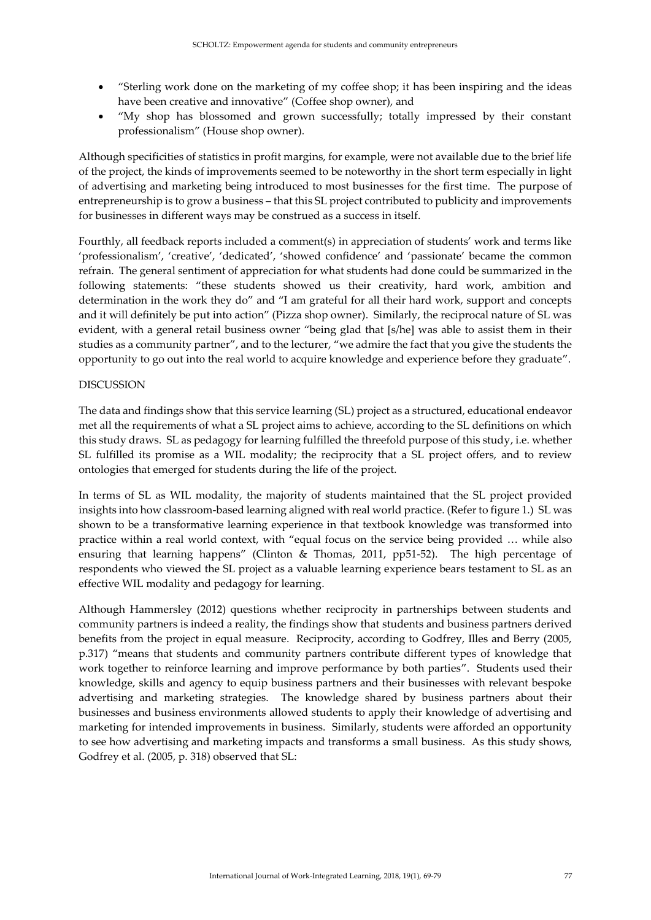- "Sterling work done on the marketing of my coffee shop; it has been inspiring and the ideas have been creative and innovative" (Coffee shop owner), and
- "My shop has blossomed and grown successfully; totally impressed by their constant professionalism" (House shop owner).

Although specificities of statistics in profit margins, for example, were not available due to the brief life of the project, the kinds of improvements seemed to be noteworthy in the short term especially in light of advertising and marketing being introduced to most businesses for the first time. The purpose of entrepreneurship is to grow a business – that this SL project contributed to publicity and improvements for businesses in different ways may be construed as a success in itself.

Fourthly, all feedback reports included a comment(s) in appreciation of students' work and terms like 'professionalism', 'creative', 'dedicated', 'showed confidence' and 'passionate' became the common refrain. The general sentiment of appreciation for what students had done could be summarized in the following statements: "these students showed us their creativity, hard work, ambition and determination in the work they do" and "I am grateful for all their hard work, support and concepts and it will definitely be put into action" (Pizza shop owner). Similarly, the reciprocal nature of SL was evident, with a general retail business owner "being glad that [s/he] was able to assist them in their studies as a community partner", and to the lecturer, "we admire the fact that you give the students the opportunity to go out into the real world to acquire knowledge and experience before they graduate".

## DISCUSSION

The data and findings show that this service learning (SL) project as a structured, educational endeavor met all the requirements of what a SL project aims to achieve, according to the SL definitions on which this study draws. SL as pedagogy for learning fulfilled the threefold purpose of this study, i.e. whether SL fulfilled its promise as a WIL modality; the reciprocity that a SL project offers, and to review ontologies that emerged for students during the life of the project.

In terms of SL as WIL modality, the majority of students maintained that the SL project provided insights into how classroom-based learning aligned with real world practice. (Refer to figure 1.) SL was shown to be a transformative learning experience in that textbook knowledge was transformed into practice within a real world context, with "equal focus on the service being provided … while also ensuring that learning happens" (Clinton & Thomas, 2011, pp51-52). The high percentage of respondents who viewed the SL project as a valuable learning experience bears testament to SL as an effective WIL modality and pedagogy for learning.

Although Hammersley (2012) questions whether reciprocity in partnerships between students and community partners is indeed a reality, the findings show that students and business partners derived benefits from the project in equal measure. Reciprocity, according to Godfrey, Illes and Berry (2005, p.317) "means that students and community partners contribute different types of knowledge that work together to reinforce learning and improve performance by both parties". Students used their knowledge, skills and agency to equip business partners and their businesses with relevant bespoke advertising and marketing strategies. The knowledge shared by business partners about their businesses and business environments allowed students to apply their knowledge of advertising and marketing for intended improvements in business. Similarly, students were afforded an opportunity to see how advertising and marketing impacts and transforms a small business. As this study shows, Godfrey et al. (2005, p. 318) observed that SL: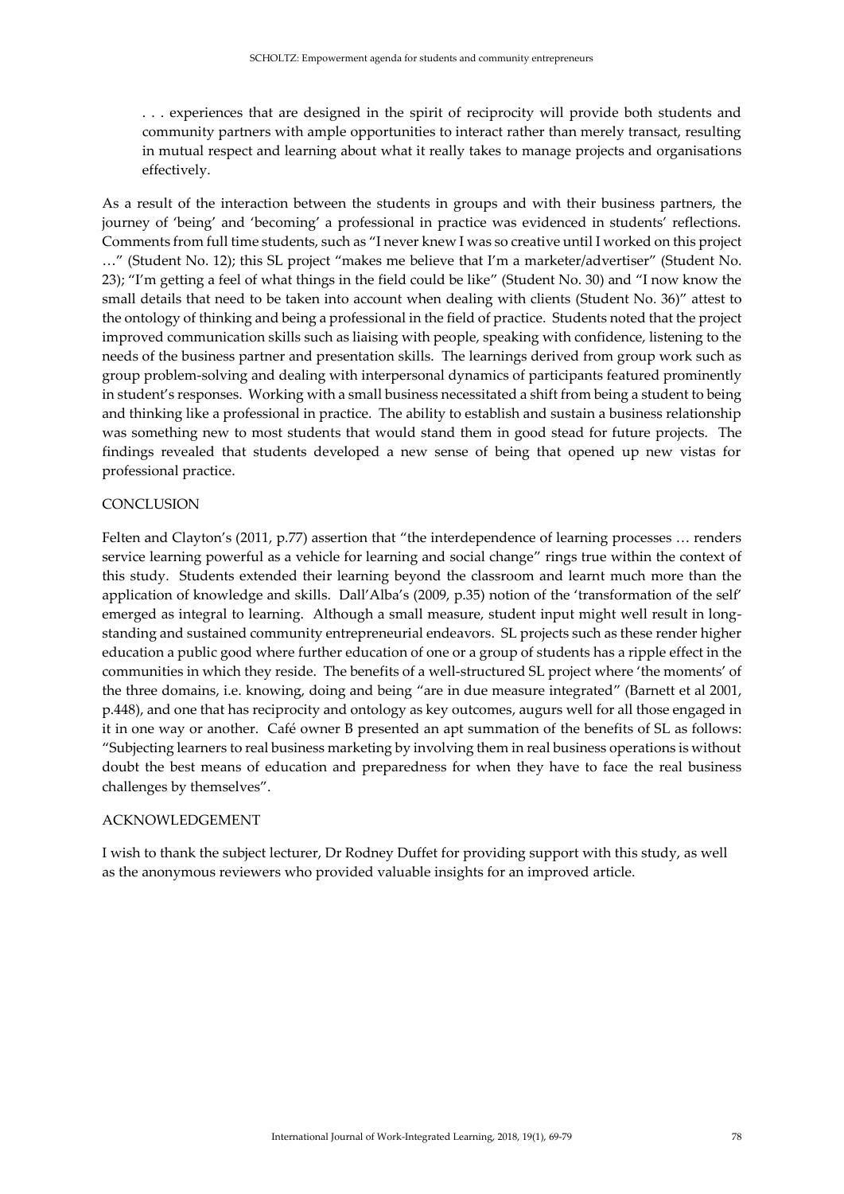> . . . experiences that are designed in the spirit of reciprocity will provide both students and community partners with ample opportunities to interact rather than merely transact, resulting in mutual respect and learning about what it really takes to manage projects and organisations effectively.

As a result of the interaction between the students in groups and with their business partners, the journey of 'being' and 'becoming' a professional in practice was evidenced in students' reflections. Comments from full time students, such as "I never knew I was so creative until I worked on this project …" (Student No. 12); this SL project "makes me believe that I'm a marketer/advertiser" (Student No. 23); "I'm getting a feel of what things in the field could be like" (Student No. 30) and "I now know the small details that need to be taken into account when dealing with clients (Student No. 36)" attest to the ontology of thinking and being a professional in the field of practice. Students noted that the project improved communication skills such as liaising with people, speaking with confidence, listening to the needs of the business partner and presentation skills. The learnings derived from group work such as group problem-solving and dealing with interpersonal dynamics of participants featured prominently in student's responses. Working with a small business necessitated a shift from being a student to being and thinking like a professional in practice. The ability to establish and sustain a business relationship was something new to most students that would stand them in good stead for future projects. The findings revealed that students developed a new sense of being that opened up new vistas for professional practice.

## CONCLUSION

Felten and Clayton's (2011, p.77) assertion that "the interdependence of learning processes … renders service learning powerful as a vehicle for learning and social change" rings true within the context of this study. Students extended their learning beyond the classroom and learnt much more than the application of knowledge and skills. Dall'Alba's (2009, p.35) notion of the 'transformation of the self' emerged as integral to learning. Although a small measure, student input might well result in long-standing and sustained community entrepreneurial endeavors. SL projects such as these render higher education a public good where further education of one or a group of students has a ripple effect in the communities in which they reside. The benefits of a well-structured SL project where 'the moments' of the three domains, i.e. knowing, doing and being "are in due measure integrated" (Barnett et al 2001, p.448), and one that has reciprocity and ontology as key outcomes, augurs well for all those engaged in it in one way or another. Café owner B presented an apt summation of the benefits of SL as follows: "Subjecting learners to real business marketing by involving them in real business operations is without doubt the best means of education and preparedness for when they have to face the real business challenges by themselves".

## ACKNOWLEDGEMENT

I wish to thank the subject lecturer, Dr Rodney Duffet for providing support with this study, as well as the anonymous reviewers who provided valuable insights for an improved article.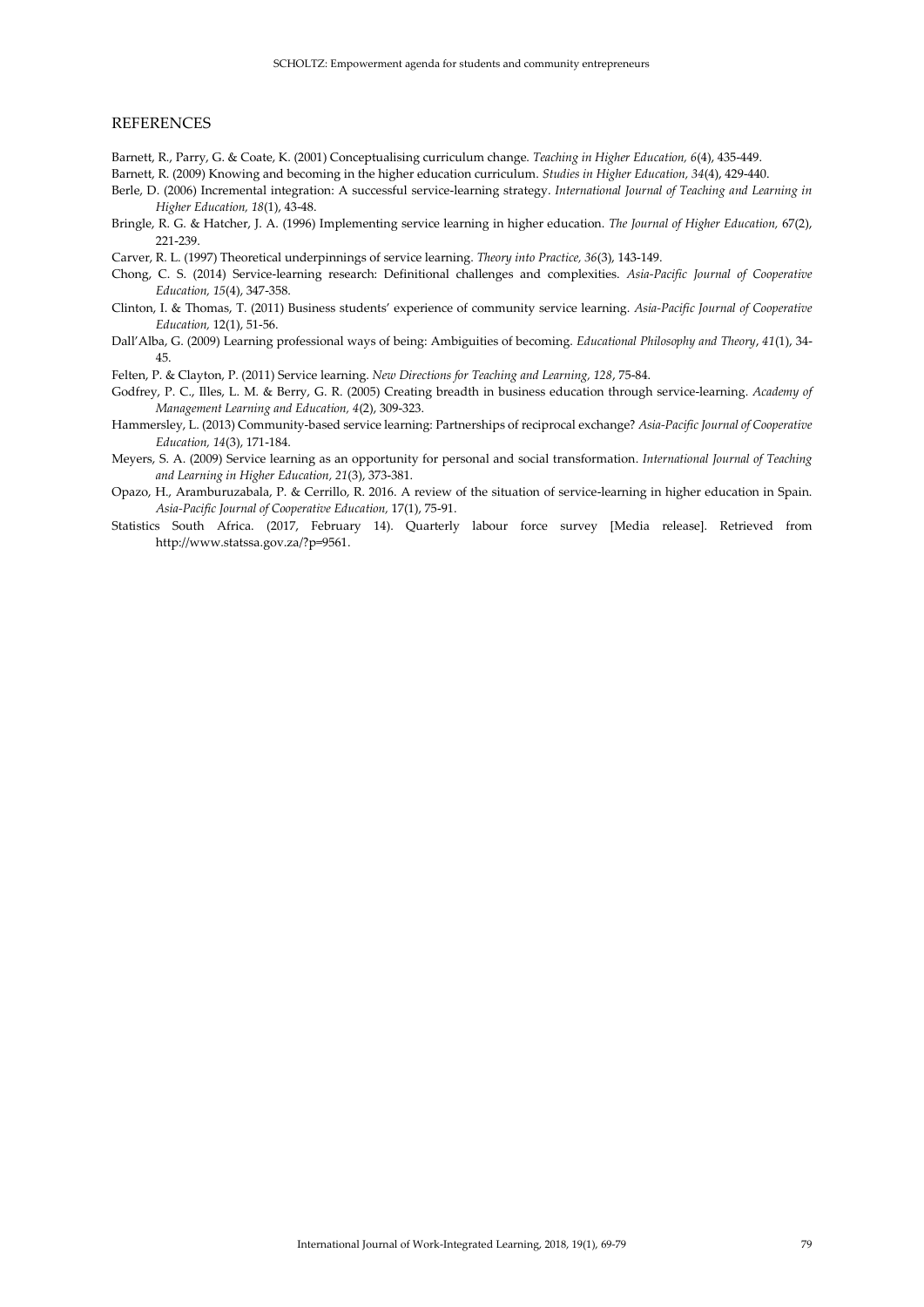## REFERENCES

Barnett, R., Parry, G. & Coate, K. (2001) Conceptualising curriculum change. *Teaching in Higher Education, 6*(4), 435-449.

Barnett, R. (2009) Knowing and becoming in the higher education curriculum. *Studies in Higher Education, 34*(4), 429-440.

Berle, D. (2006) Incremental integration: A successful service-learning strategy. *International Journal of Teaching and Learning in Higher Education, 18*(1), 43-48.

Bringle, R. G. & Hatcher, J. A. (1996) Implementing service learning in higher education. *The Journal of Higher Education,* 67(2), 221-239.

Carver, R. L. (1997) Theoretical underpinnings of service learning. *Theory into Practice, 36*(3), 143-149.

Chong, C. S. (2014) Service-learning research: Definitional challenges and complexities. *Asia-Pacific Journal of Cooperative Education, 15*(4), 347-358.

Clinton, I. & Thomas, T. (2011) Business students' experience of community service learning. *Asia-Pacific Journal of Cooperative Education,* 12(1), 51-56.

Dall'Alba, G. (2009) Learning professional ways of being: Ambiguities of becoming. *Educational Philosophy and Theory*, *41*(1), 34-45.

Felten, P. & Clayton, P. (2011) Service learning. *New Directions for Teaching and Learning, 128*, 75-84.

Godfrey, P. C., Illes, L. M. & Berry, G. R. (2005) Creating breadth in business education through service-learning. *Academy of Management Learning and Education, 4*(2), 309-323.

Hammersley, L. (2013) Community-based service learning: Partnerships of reciprocal exchange? *Asia-Pacific Journal of Cooperative Education, 14*(3), 171-184.

Meyers, S. A. (2009) Service learning as an opportunity for personal and social transformation. *International Journal of Teaching and Learning in Higher Education, 21*(3), 373-381.

Opazo, H., Aramburuzabala, P. & Cerrillo, R. 2016. A review of the situation of service-learning in higher education in Spain. *Asia-Pacific Journal of Cooperative Education,* 17(1), 75-91.

Statistics South Africa. (2017, February 14). Quarterly labour force survey [Media release]. Retrieved from http://www.statssa.gov.za/?p=9561.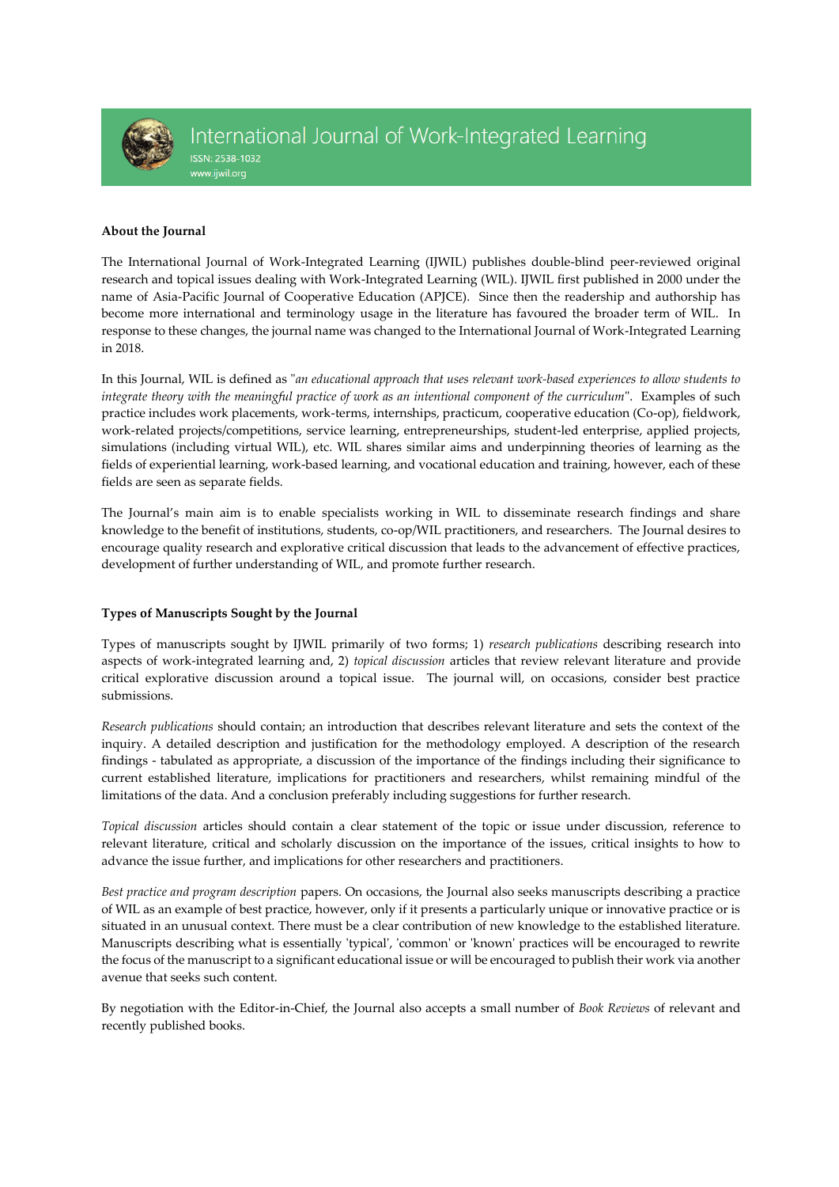# International Journal of Work-Integrated Learning

ISSN: 2538-1032

www.ijwil.org

**About the Journal**

The International Journal of Work-Integrated Learning (IJWIL) publishes double-blind peer-reviewed original research and topical issues dealing with Work-Integrated Learning (WIL). IJWIL first published in 2000 under the name of Asia-Pacific Journal of Cooperative Education (APJCE). Since then the readership and authorship has become more international and terminology usage in the literature has favoured the broader term of WIL. In response to these changes, the journal name was changed to the International Journal of Work-Integrated Learning in 2018.

In this Journal, WIL is defined as "*an educational approach that uses relevant work-based experiences to allow students to integrate theory with the meaningful practice of work as an intentional component of the curriculum*". Examples of such practice includes work placements, work-terms, internships, practicum, cooperative education (Co-op), fieldwork, work-related projects/competitions, service learning, entrepreneurships, student-led enterprise, applied projects, simulations (including virtual WIL), etc. WIL shares similar aims and underpinning theories of learning as the fields of experiential learning, work-based learning, and vocational education and training, however, each of these fields are seen as separate fields.

The Journal's main aim is to enable specialists working in WIL to disseminate research findings and share knowledge to the benefit of institutions, students, co-op/WIL practitioners, and researchers. The Journal desires to encourage quality research and explorative critical discussion that leads to the advancement of effective practices, development of further understanding of WIL, and promote further research.

**Types of Manuscripts Sought by the Journal**

Types of manuscripts sought by IJWIL primarily of two forms; 1) *research publications* describing research into aspects of work-integrated learning and, 2) *topical discussion* articles that review relevant literature and provide critical explorative discussion around a topical issue. The journal will, on occasions, consider best practice submissions.

*Research publications* should contain; an introduction that describes relevant literature and sets the context of the inquiry. A detailed description and justification for the methodology employed. A description of the research findings - tabulated as appropriate, a discussion of the importance of the findings including their significance to current established literature, implications for practitioners and researchers, whilst remaining mindful of the limitations of the data. And a conclusion preferably including suggestions for further research.

*Topical discussion* articles should contain a clear statement of the topic or issue under discussion, reference to relevant literature, critical and scholarly discussion on the importance of the issues, critical insights to how to advance the issue further, and implications for other researchers and practitioners.

*Best practice and program description* papers. On occasions, the Journal also seeks manuscripts describing a practice of WIL as an example of best practice, however, only if it presents a particularly unique or innovative practice or is situated in an unusual context. There must be a clear contribution of new knowledge to the established literature. Manuscripts describing what is essentially 'typical', 'common' or 'known' practices will be encouraged to rewrite the focus of the manuscript to a significant educational issue or will be encouraged to publish their work via another avenue that seeks such content.

By negotiation with the Editor-in-Chief, the Journal also accepts a small number of *Book Reviews* of relevant and recently published books.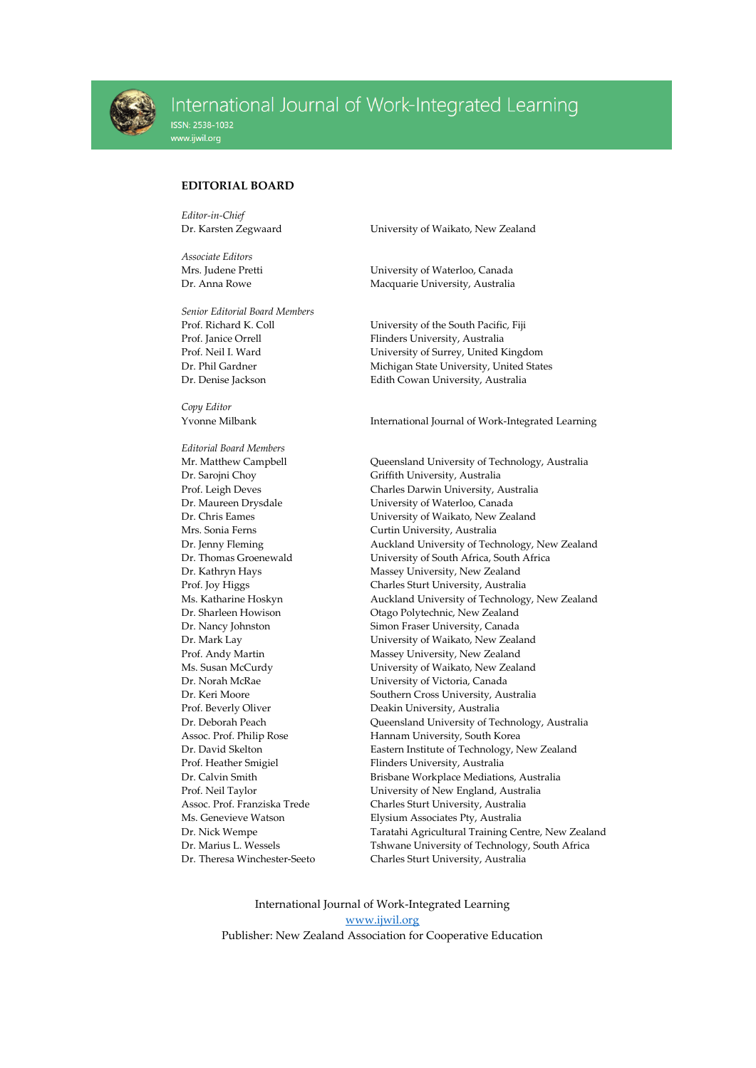# International Journal of Work-Integrated Learning

ISSN: 2538-1032
www.ijwil.org

## EDITORIAL BOARD

| | |
|---|---|
| *Editor-in-Chief* | |
| Dr. Karsten Zegwaard | University of Waikato, New Zealand |
| *Associate Editors* | |
| Mrs. Judene Pretti | University of Waterloo, Canada |
| Dr. Anna Rowe | Macquarie University, Australia |
| *Senior Editorial Board Members* | |
| Prof. Richard K. Coll | University of the South Pacific, Fiji |
| Prof. Janice Orrell | Flinders University, Australia |
| Prof. Neil I. Ward | University of Surrey, United Kingdom |
| Dr. Phil Gardner | Michigan State University, United States |
| Dr. Denise Jackson | Edith Cowan University, Australia |
| *Copy Editor* | |
| Yvonne Milbank | International Journal of Work-Integrated Learning |
| *Editorial Board Members* | |
| Mr. Matthew Campbell | Queensland University of Technology, Australia |
| Dr. Sarojni Choy | Griffith University, Australia |
| Prof. Leigh Deves | Charles Darwin University, Australia |
| Dr. Maureen Drysdale | University of Waterloo, Canada |
| Dr. Chris Eames | University of Waikato, New Zealand |
| Mrs. Sonia Ferns | Curtin University, Australia |
| Dr. Jenny Fleming | Auckland University of Technology, New Zealand |
| Dr. Thomas Groenewald | University of South Africa, South Africa |
| Dr. Kathryn Hays | Massey University, New Zealand |
| Prof. Joy Higgs | Charles Sturt University, Australia |
| Ms. Katharine Hoskyn | Auckland University of Technology, New Zealand |
| Dr. Sharleen Howison | Otago Polytechnic, New Zealand |
| Dr. Nancy Johnston | Simon Fraser University, Canada |
| Dr. Mark Lay | University of Waikato, New Zealand |
| Prof. Andy Martin | Massey University, New Zealand |
| Ms. Susan McCurdy | University of Waikato, New Zealand |
| Dr. Norah McRae | University of Victoria, Canada |
| Dr. Keri Moore | Southern Cross University, Australia |
| Prof. Beverly Oliver | Deakin University, Australia |
| Dr. Deborah Peach | Queensland University of Technology, Australia |
| Assoc. Prof. Philip Rose | Hannam University, South Korea |
| Dr. David Skelton | Eastern Institute of Technology, New Zealand |
| Prof. Heather Smigiel | Flinders University, Australia |
| Dr. Calvin Smith | Brisbane Workplace Mediations, Australia |
| Prof. Neil Taylor | University of New England, Australia |
| Assoc. Prof. Franziska Trede | Charles Sturt University, Australia |
| Ms. Genevieve Watson | Elysium Associates Pty, Australia |
| Dr. Nick Wempe | Taratahi Agricultural Training Centre, New Zealand |
| Dr. Marius L. Wessels | Tshwane University of Technology, South Africa |
| Dr. Theresa Winchester-Seeto | Charles Sturt University, Australia |

International Journal of Work-Integrated Learning
www.ijwil.org
Publisher: New Zealand Association for Cooperative Education